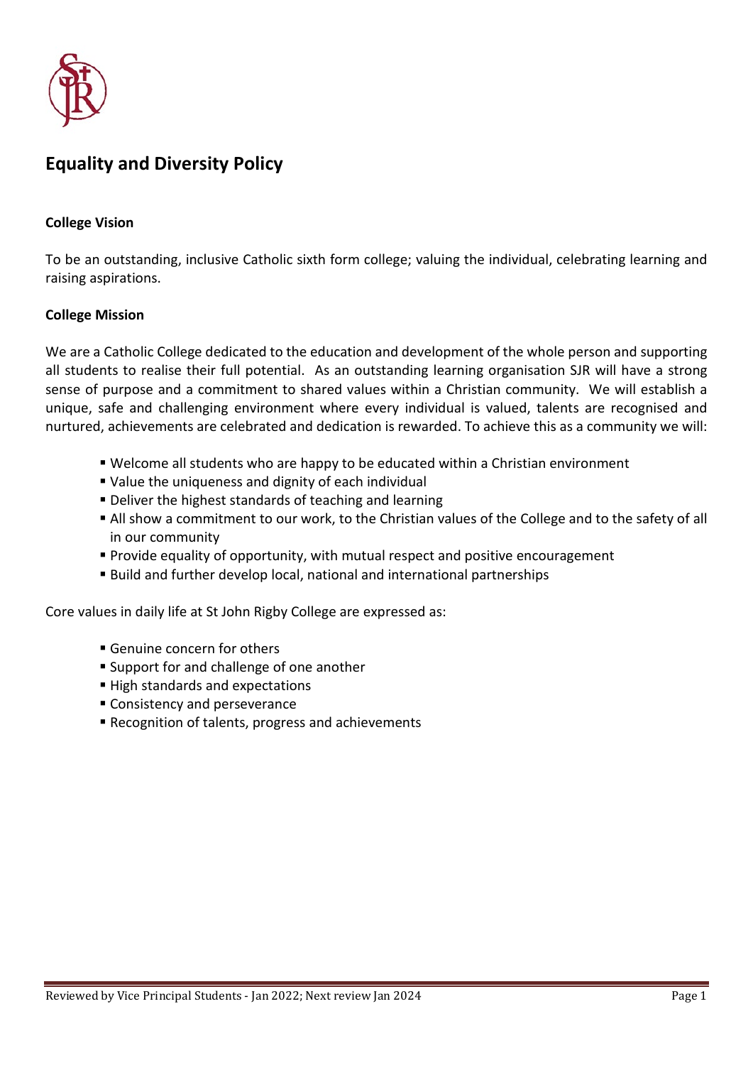# Equality and Diversity Policy

**College Vision**

To be an outstanding, inclusive Catholic sixth form college; valuing the individual, celebrating learning and raising aspirations.

**College Mission**

We are a Catholic College dedicated to the education and development of the whole person and supporting all students to realise their full potential. As an outstanding learning organisation SJR will have a strong sense of purpose and a commitment to shared values within a Christian community. We will establish a unique, safe and challenging environment where every individual is valued, talents are recognised and nurtured, achievements are celebrated and dedication is rewarded. To achieve this as a community we will:

- Welcome all students who are happy to be educated within a Christian environment
- Value the uniqueness and dignity of each individual
- Deliver the highest standards of teaching and learning
- All show a commitment to our work, to the Christian values of the College and to the safety of all in our community
- Provide equality of opportunity, with mutual respect and positive encouragement
- Build and further develop local, national and international partnerships

Core values in daily life at St John Rigby College are expressed as:

- Genuine concern for others
- Support for and challenge of one another
- High standards and expectations
- Consistency and perseverance
- Recognition of talents, progress and achievements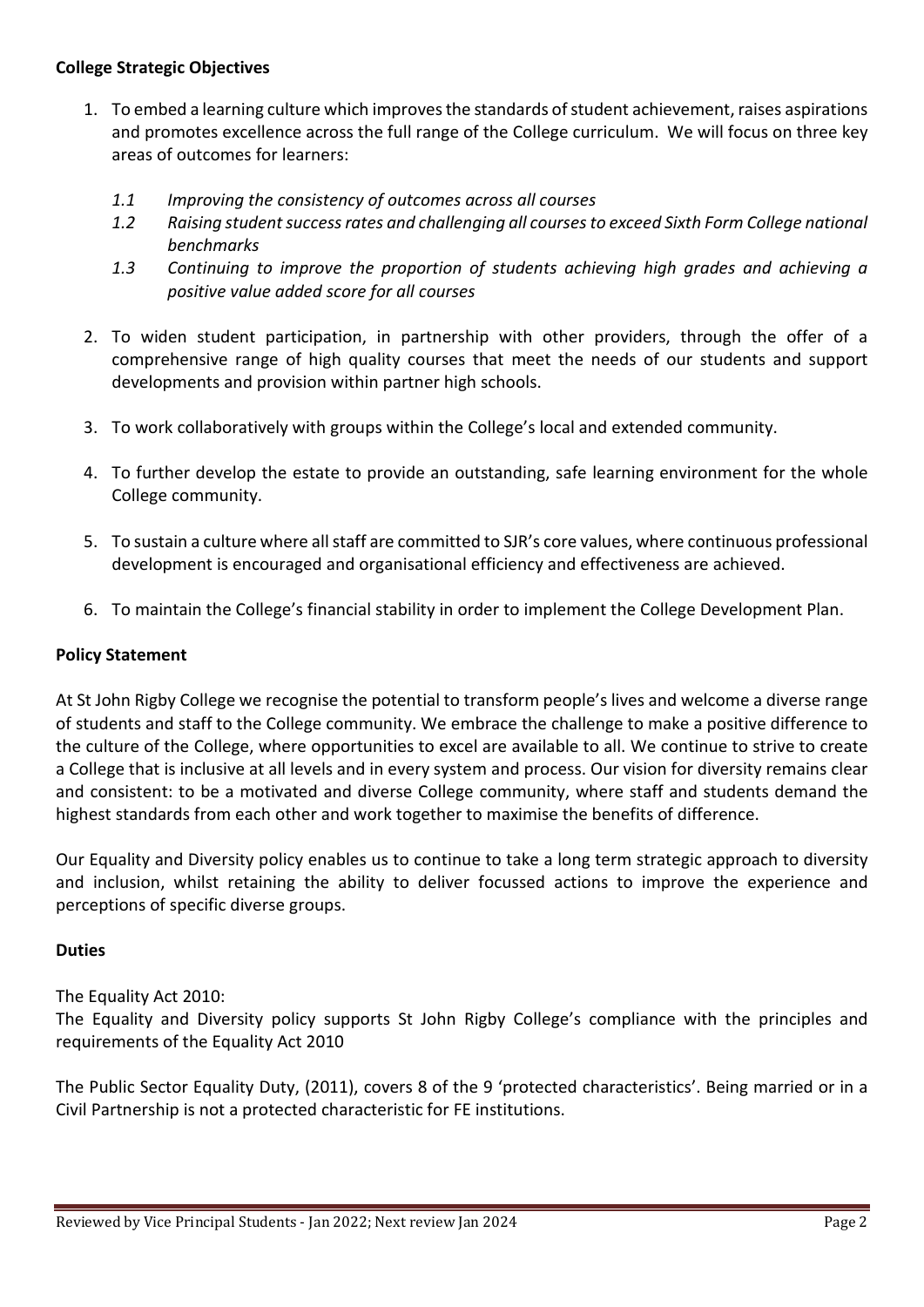**College Strategic Objectives**

1. To embed a learning culture which improves the standards of student achievement, raises aspirations and promotes excellence across the full range of the College curriculum. We will focus on three key areas of outcomes for learners:

   *1.1 Improving the consistency of outcomes across all courses*

   *1.2 Raising student success rates and challenging all courses to exceed Sixth Form College national benchmarks*

   *1.3 Continuing to improve the proportion of students achieving high grades and achieving a positive value added score for all courses*

2. To widen student participation, in partnership with other providers, through the offer of a comprehensive range of high quality courses that meet the needs of our students and support developments and provision within partner high schools.

3. To work collaboratively with groups within the College's local and extended community.

4. To further develop the estate to provide an outstanding, safe learning environment for the whole College community.

5. To sustain a culture where all staff are committed to SJR's core values, where continuous professional development is encouraged and organisational efficiency and effectiveness are achieved.

6. To maintain the College's financial stability in order to implement the College Development Plan.

**Policy Statement**

At St John Rigby College we recognise the potential to transform people's lives and welcome a diverse range of students and staff to the College community. We embrace the challenge to make a positive difference to the culture of the College, where opportunities to excel are available to all. We continue to strive to create a College that is inclusive at all levels and in every system and process. Our vision for diversity remains clear and consistent: to be a motivated and diverse College community, where staff and students demand the highest standards from each other and work together to maximise the benefits of difference.

Our Equality and Diversity policy enables us to continue to take a long term strategic approach to diversity and inclusion, whilst retaining the ability to deliver focussed actions to improve the experience and perceptions of specific diverse groups.

**Duties**

The Equality Act 2010:
The Equality and Diversity policy supports St John Rigby College's compliance with the principles and requirements of the Equality Act 2010

The Public Sector Equality Duty, (2011), covers 8 of the 9 'protected characteristics'. Being married or in a Civil Partnership is not a protected characteristic for FE institutions.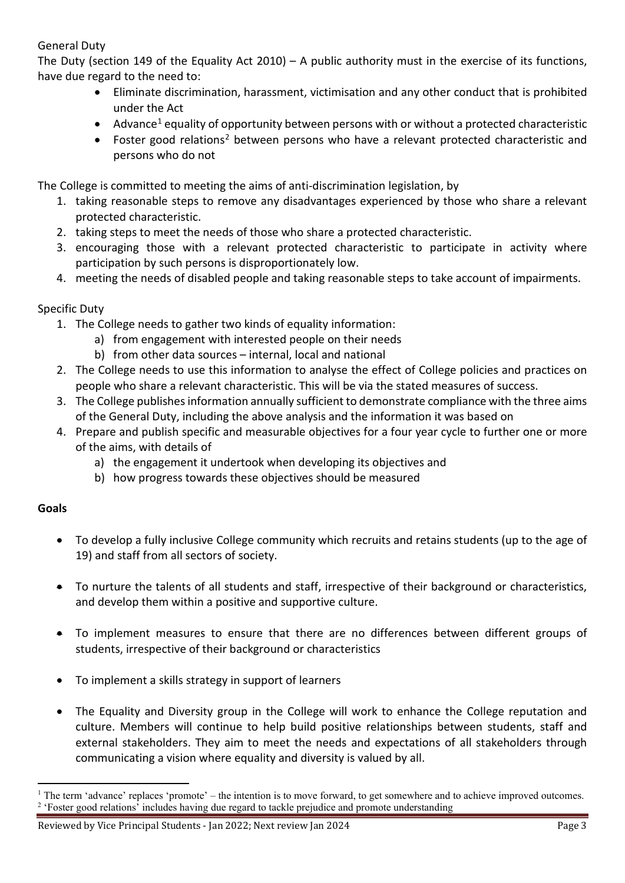General Duty

The Duty (section 149 of the Equality Act 2010) – A public authority must in the exercise of its functions, have due regard to the need to:

- Eliminate discrimination, harassment, victimisation and any other conduct that is prohibited under the Act
- Advance[1] equality of opportunity between persons with or without a protected characteristic
- Foster good relations[2] between persons who have a relevant protected characteristic and persons who do not

The College is committed to meeting the aims of anti-discrimination legislation, by

1. taking reasonable steps to remove any disadvantages experienced by those who share a relevant protected characteristic.
2. taking steps to meet the needs of those who share a protected characteristic.
3. encouraging those with a relevant protected characteristic to participate in activity where participation by such persons is disproportionately low.
4. meeting the needs of disabled people and taking reasonable steps to take account of impairments.

Specific Duty

1. The College needs to gather two kinds of equality information:
    a) from engagement with interested people on their needs
    b) from other data sources – internal, local and national
2. The College needs to use this information to analyse the effect of College policies and practices on people who share a relevant characteristic. This will be via the stated measures of success.
3. The College publishes information annually sufficient to demonstrate compliance with the three aims of the General Duty, including the above analysis and the information it was based on
4. Prepare and publish specific and measurable objectives for a four year cycle to further one or more of the aims, with details of
    a) the engagement it undertook when developing its objectives and
    b) how progress towards these objectives should be measured

**Goals**

- To develop a fully inclusive College community which recruits and retains students (up to the age of 19) and staff from all sectors of society.
- To nurture the talents of all students and staff, irrespective of their background or characteristics, and develop them within a positive and supportive culture.
- To implement measures to ensure that there are no differences between different groups of students, irrespective of their background or characteristics
- To implement a skills strategy in support of learners
- The Equality and Diversity group in the College will work to enhance the College reputation and culture. Members will continue to help build positive relationships between students, staff and external stakeholders. They aim to meet the needs and expectations of all stakeholders through communicating a vision where equality and diversity is valued by all.

[1] The term 'advance' replaces 'promote' – the intention is to move forward, to get somewhere and to achieve improved outcomes.
[2] 'Foster good relations' includes having due regard to tackle prejudice and promote understanding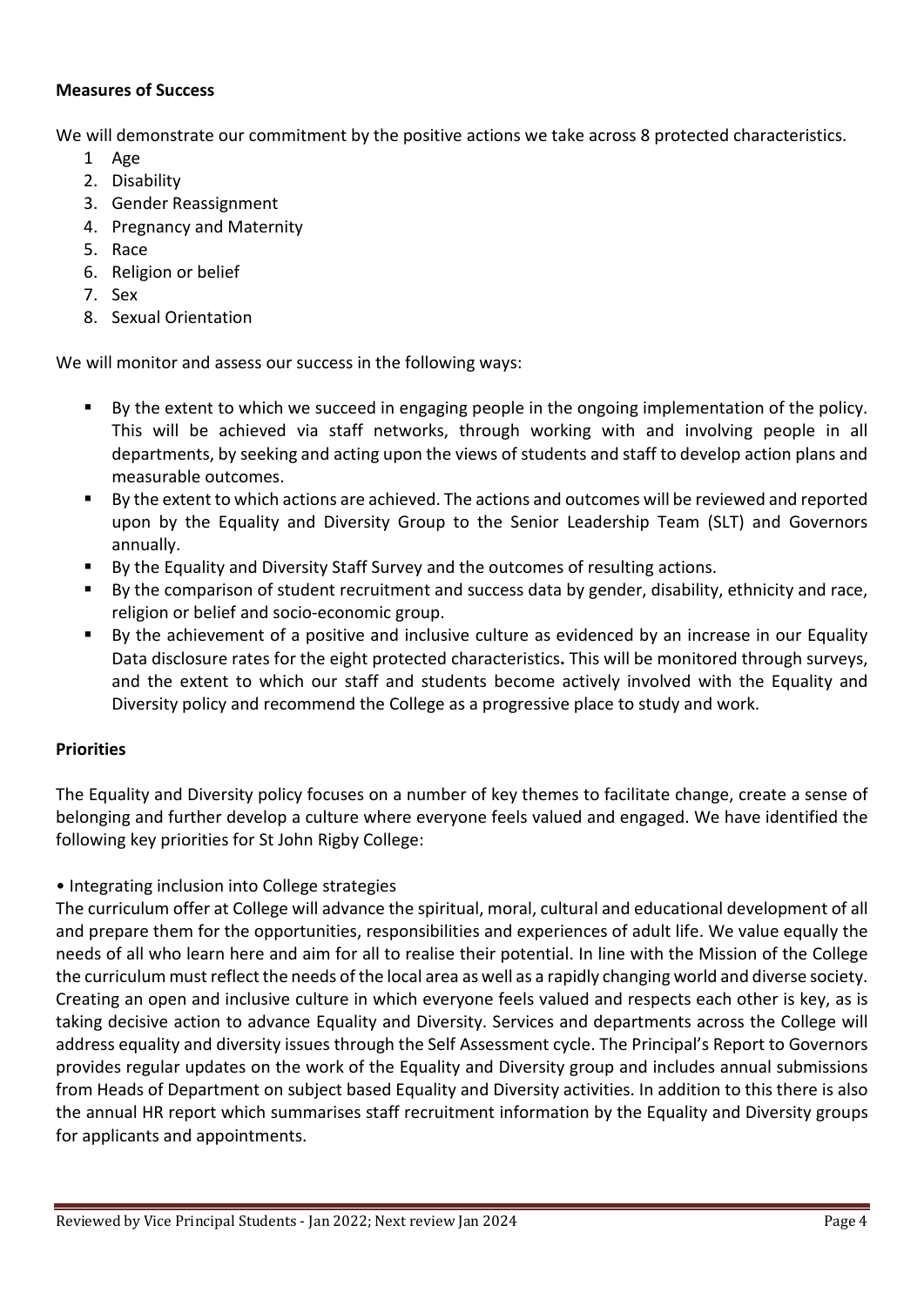**Measures of Success**

We will demonstrate our commitment by the positive actions we take across 8 protected characteristics.

1 Age
2. Disability
3. Gender Reassignment
4. Pregnancy and Maternity
5. Race
6. Religion or belief
7. Sex
8. Sexual Orientation

We will monitor and assess our success in the following ways:

- By the extent to which we succeed in engaging people in the ongoing implementation of the policy. This will be achieved via staff networks, through working with and involving people in all departments, by seeking and acting upon the views of students and staff to develop action plans and measurable outcomes.
- By the extent to which actions are achieved. The actions and outcomes will be reviewed and reported upon by the Equality and Diversity Group to the Senior Leadership Team (SLT) and Governors annually.
- By the Equality and Diversity Staff Survey and the outcomes of resulting actions.
- By the comparison of student recruitment and success data by gender, disability, ethnicity and race, religion or belief and socio-economic group.
- By the achievement of a positive and inclusive culture as evidenced by an increase in our Equality Data disclosure rates for the eight protected characteristics**.** This will be monitored through surveys, and the extent to which our staff and students become actively involved with the Equality and Diversity policy and recommend the College as a progressive place to study and work.

**Priorities**

The Equality and Diversity policy focuses on a number of key themes to facilitate change, create a sense of belonging and further develop a culture where everyone feels valued and engaged. We have identified the following key priorities for St John Rigby College:

• Integrating inclusion into College strategies

The curriculum offer at College will advance the spiritual, moral, cultural and educational development of all and prepare them for the opportunities, responsibilities and experiences of adult life. We value equally the needs of all who learn here and aim for all to realise their potential. In line with the Mission of the College the curriculum must reflect the needs of the local area as well as a rapidly changing world and diverse society. Creating an open and inclusive culture in which everyone feels valued and respects each other is key, as is taking decisive action to advance Equality and Diversity. Services and departments across the College will address equality and diversity issues through the Self Assessment cycle. The Principal's Report to Governors provides regular updates on the work of the Equality and Diversity group and includes annual submissions from Heads of Department on subject based Equality and Diversity activities. In addition to this there is also the annual HR report which summarises staff recruitment information by the Equality and Diversity groups for applicants and appointments.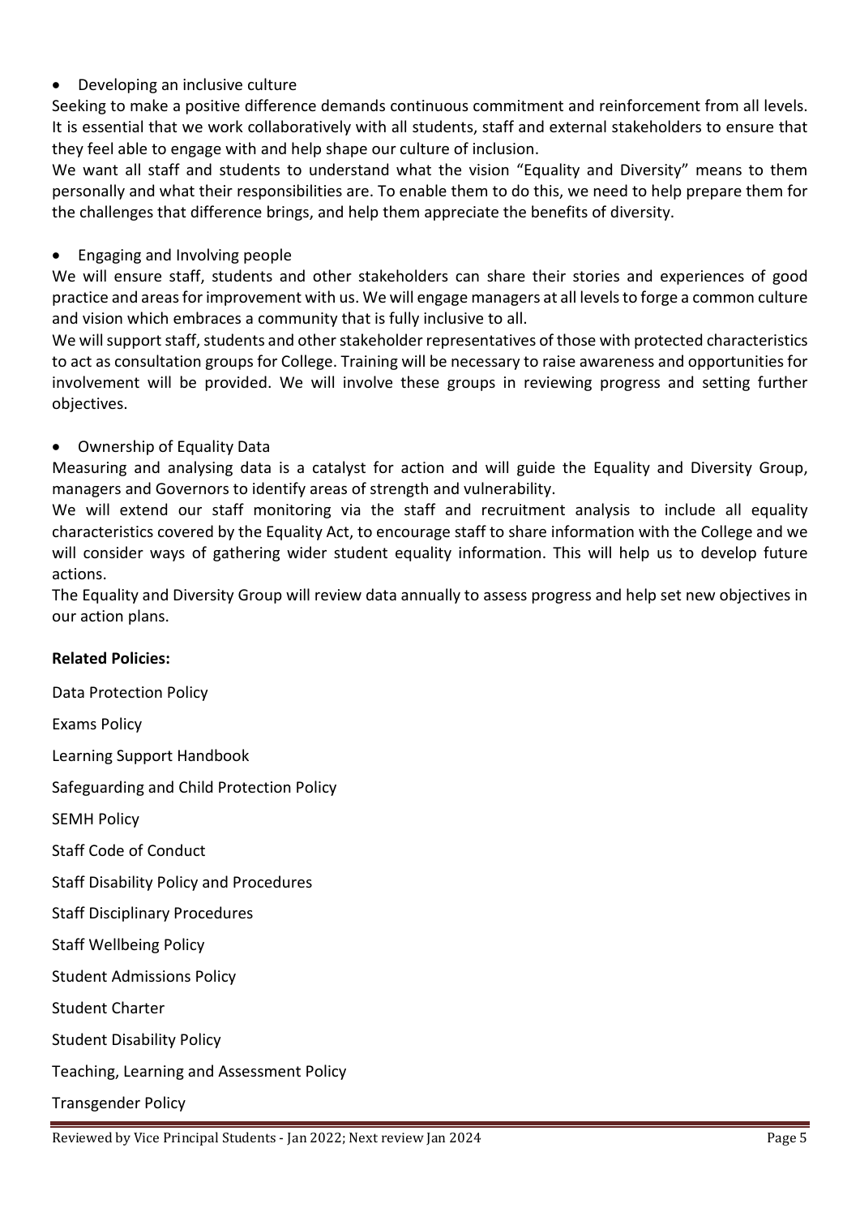- Developing an inclusive culture

Seeking to make a positive difference demands continuous commitment and reinforcement from all levels. It is essential that we work collaboratively with all students, staff and external stakeholders to ensure that they feel able to engage with and help shape our culture of inclusion.

We want all staff and students to understand what the vision "Equality and Diversity" means to them personally and what their responsibilities are. To enable them to do this, we need to help prepare them for the challenges that difference brings, and help them appreciate the benefits of diversity.

- Engaging and Involving people

We will ensure staff, students and other stakeholders can share their stories and experiences of good practice and areas for improvement with us. We will engage managers at all levels to forge a common culture and vision which embraces a community that is fully inclusive to all.

We will support staff, students and other stakeholder representatives of those with protected characteristics to act as consultation groups for College. Training will be necessary to raise awareness and opportunities for involvement will be provided. We will involve these groups in reviewing progress and setting further objectives.

- Ownership of Equality Data

Measuring and analysing data is a catalyst for action and will guide the Equality and Diversity Group, managers and Governors to identify areas of strength and vulnerability.

We will extend our staff monitoring via the staff and recruitment analysis to include all equality characteristics covered by the Equality Act, to encourage staff to share information with the College and we will consider ways of gathering wider student equality information. This will help us to develop future actions.

The Equality and Diversity Group will review data annually to assess progress and help set new objectives in our action plans.

**Related Policies:**

Data Protection Policy

Exams Policy

Learning Support Handbook

Safeguarding and Child Protection Policy

SEMH Policy

Staff Code of Conduct

Staff Disability Policy and Procedures

Staff Disciplinary Procedures

Staff Wellbeing Policy

Student Admissions Policy

Student Charter

Student Disability Policy

Teaching, Learning and Assessment Policy

Transgender Policy

Reviewed by Vice Principal Students - Jan 2022; Next review Jan 2024